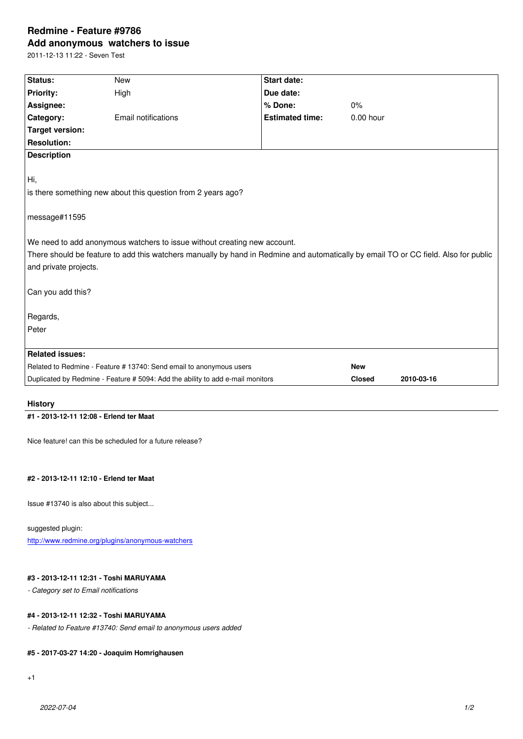# Redmine - Feature #9786

## Add anonymous watchers to issue

2011-12-13 11:22 - Seven Test

| **Status:** | New | **Start date:** | |
|---|---|---|---|
| **Priority:** | High | **Due date:** | |
| **Assignee:** | | **% Done:** | 0% |
| **Category:** | Email notifications | **Estimated time:** | 0.00 hour |
| **Target version:** | | | |
| **Resolution:** | | | |

**Description**

Hi,

is there something new about this question from 2 years ago?

message#11595

We need to add anonymous watchers to issue without creating new account.

There should be feature to add this watchers manually by hand in Redmine and automatically by email TO or CC field. Also for public and private projects.

Can you add this?

Regards,

Peter

**Related issues:**

| | | |
|---|---|---|
| Related to Redmine - Feature # 13740: Send email to anonymous users | **New** | |
| Duplicated by Redmine - Feature # 5094: Add the ability to add e-mail monitors | **Closed** | **2010-03-16** |

### History

#### #1 - 2013-12-11 12:08 - Erlend ter Maat

Nice feature! can this be scheduled for a future release?

#### #2 - 2013-12-11 12:10 - Erlend ter Maat

Issue #13740 is also about this subject...

suggested plugin:

http://www.redmine.org/plugins/anonymous-watchers

#### #3 - 2013-12-11 12:31 - Toshi MARUYAMA

*- Category set to Email notifications*

#### #4 - 2013-12-11 12:32 - Toshi MARUYAMA

*- Related to Feature #13740: Send email to anonymous users added*

#### #5 - 2017-03-27 14:20 - Joaquim Homrighausen

+1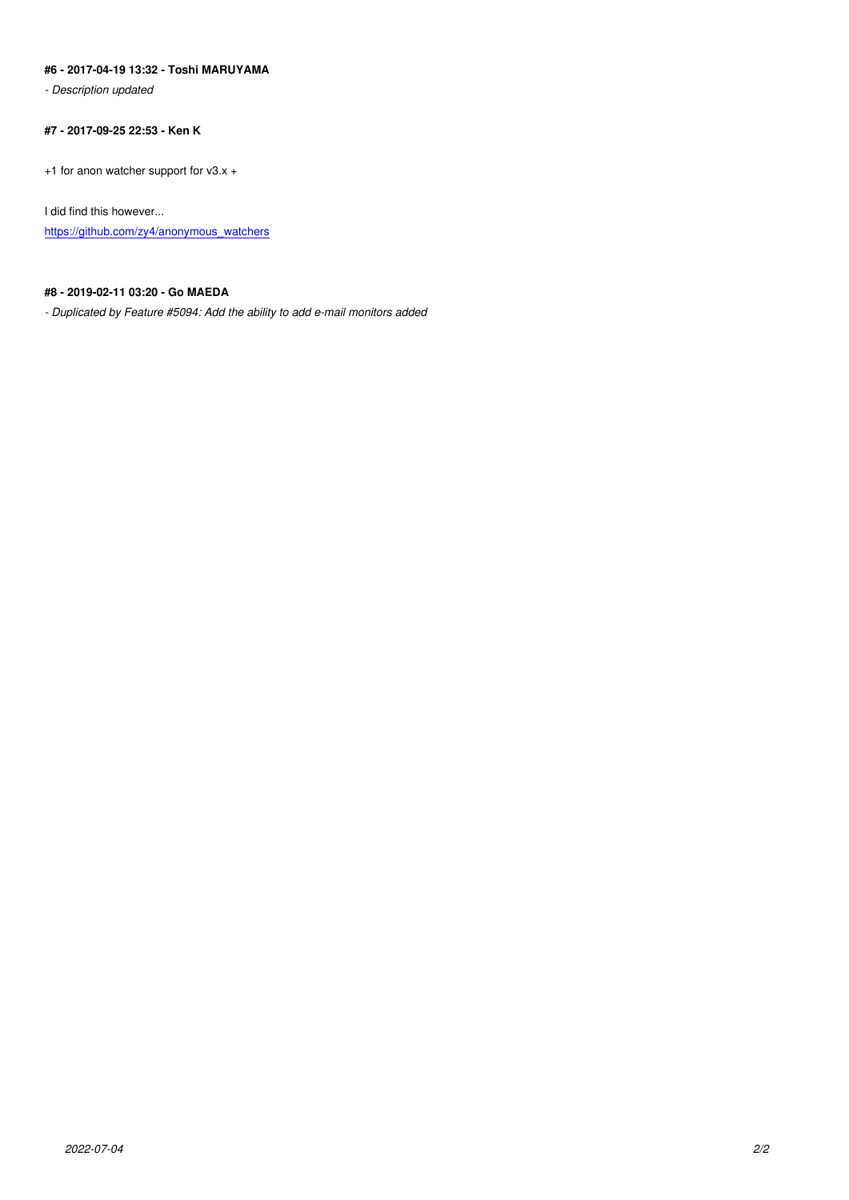#### #6 - 2017-04-19 13:32 - Toshi MARUYAMA

*- Description updated*

#### #7 - 2017-09-25 22:53 - Ken K

+1 for anon watcher support for v3.x +

I did find this however...
https://github.com/zy4/anonymous_watchers

#### #8 - 2019-02-11 03:20 - Go MAEDA

*- Duplicated by Feature #5094: Add the ability to add e-mail monitors added*